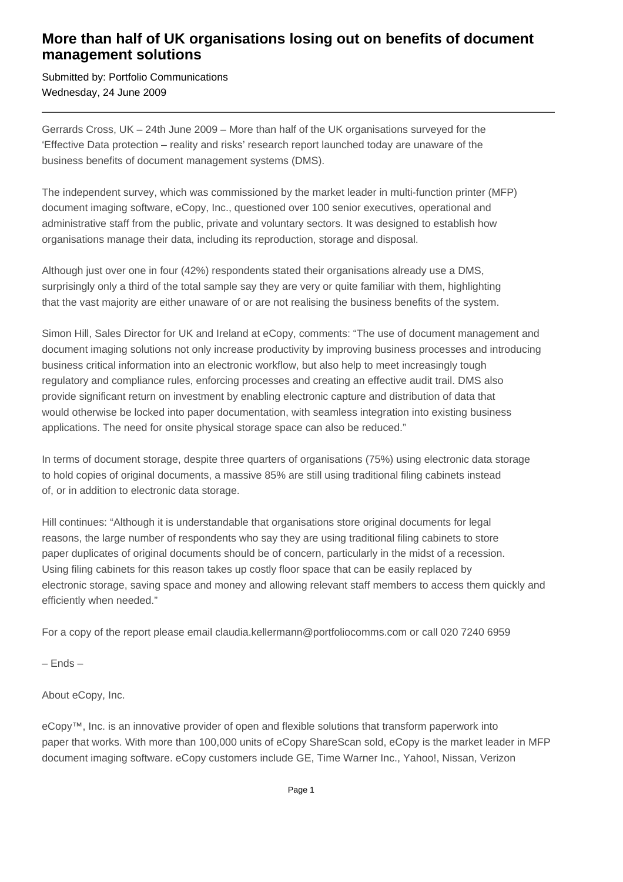# More than half of UK organisations losing out on benefits of document management solutions

Submitted by: Portfolio Communications
Wednesday, 24 June 2009

---

Gerrards Cross, UK – 24th June 2009 – More than half of the UK organisations surveyed for the 'Effective Data protection – reality and risks' research report launched today are unaware of the business benefits of document management systems (DMS).

The independent survey, which was commissioned by the market leader in multi-function printer (MFP) document imaging software, eCopy, Inc., questioned over 100 senior executives, operational and administrative staff from the public, private and voluntary sectors. It was designed to establish how organisations manage their data, including its reproduction, storage and disposal.

Although just over one in four (42%) respondents stated their organisations already use a DMS, surprisingly only a third of the total sample say they are very or quite familiar with them, highlighting that the vast majority are either unaware of or are not realising the business benefits of the system.

Simon Hill, Sales Director for UK and Ireland at eCopy, comments: "The use of document management and document imaging solutions not only increase productivity by improving business processes and introducing business critical information into an electronic workflow, but also help to meet increasingly tough regulatory and compliance rules, enforcing processes and creating an effective audit trail. DMS also provide significant return on investment by enabling electronic capture and distribution of data that would otherwise be locked into paper documentation, with seamless integration into existing business applications. The need for onsite physical storage space can also be reduced."

In terms of document storage, despite three quarters of organisations (75%) using electronic data storage to hold copies of original documents, a massive 85% are still using traditional filing cabinets instead of, or in addition to electronic data storage.

Hill continues: "Although it is understandable that organisations store original documents for legal reasons, the large number of respondents who say they are using traditional filing cabinets to store paper duplicates of original documents should be of concern, particularly in the midst of a recession. Using filing cabinets for this reason takes up costly floor space that can be easily replaced by electronic storage, saving space and money and allowing relevant staff members to access them quickly and efficiently when needed."

For a copy of the report please email claudia.kellermann@portfoliocomms.com or call 020 7240 6959

– Ends –

About eCopy, Inc.

eCopy™, Inc. is an innovative provider of open and flexible solutions that transform paperwork into paper that works. With more than 100,000 units of eCopy ShareScan sold, eCopy is the market leader in MFP document imaging software. eCopy customers include GE, Time Warner Inc., Yahoo!, Nissan, Verizon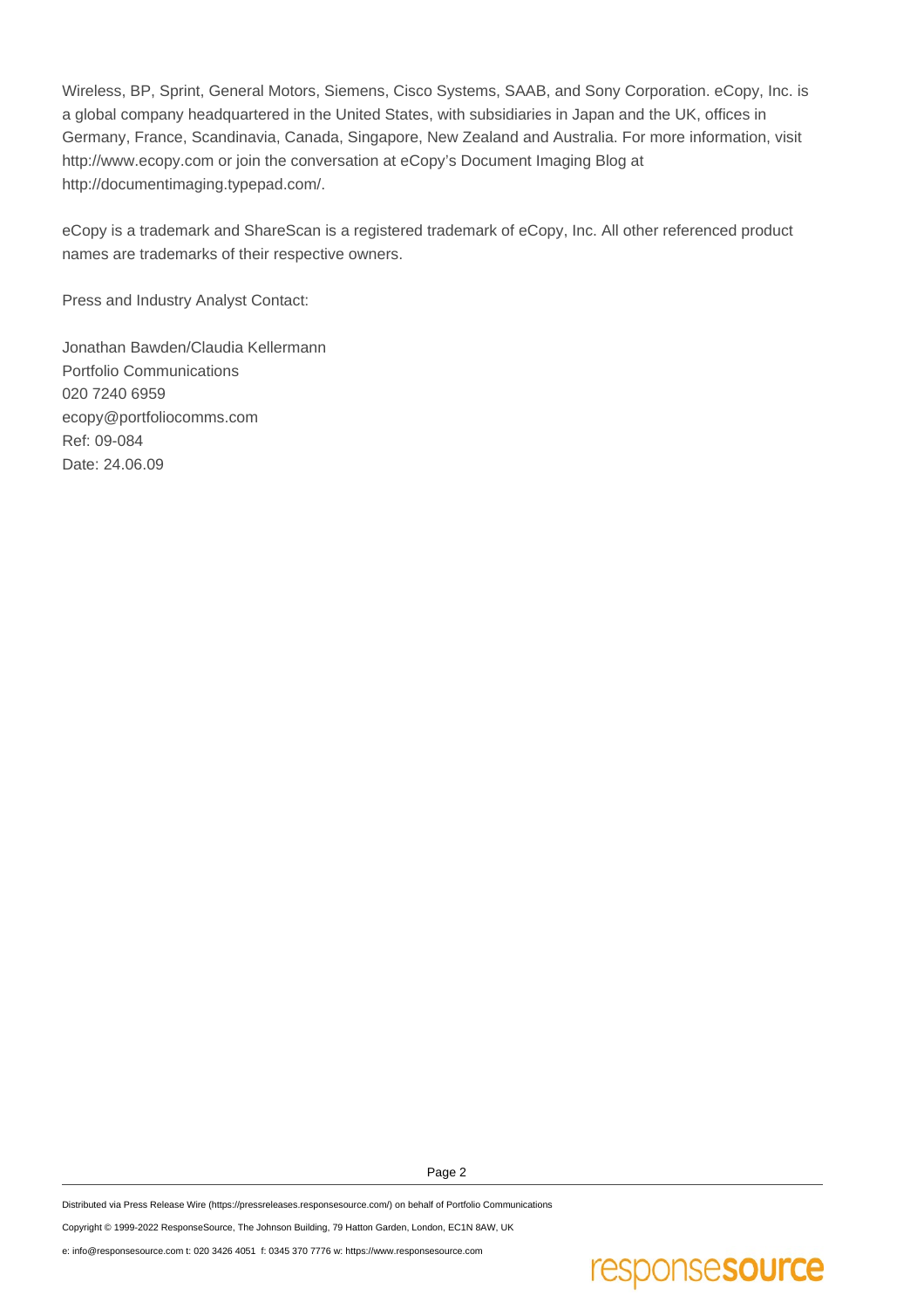Wireless, BP, Sprint, General Motors, Siemens, Cisco Systems, SAAB, and Sony Corporation. eCopy, Inc. is a global company headquartered in the United States, with subsidiaries in Japan and the UK, offices in Germany, France, Scandinavia, Canada, Singapore, New Zealand and Australia. For more information, visit http://www.ecopy.com or join the conversation at eCopy's Document Imaging Blog at http://documentimaging.typepad.com/.

eCopy is a trademark and ShareScan is a registered trademark of eCopy, Inc. All other referenced product names are trademarks of their respective owners.

Press and Industry Analyst Contact:

Jonathan Bawden/Claudia Kellermann
Portfolio Communications
020 7240 6959
ecopy@portfoliocomms.com
Ref: 09-084
Date: 24.06.09